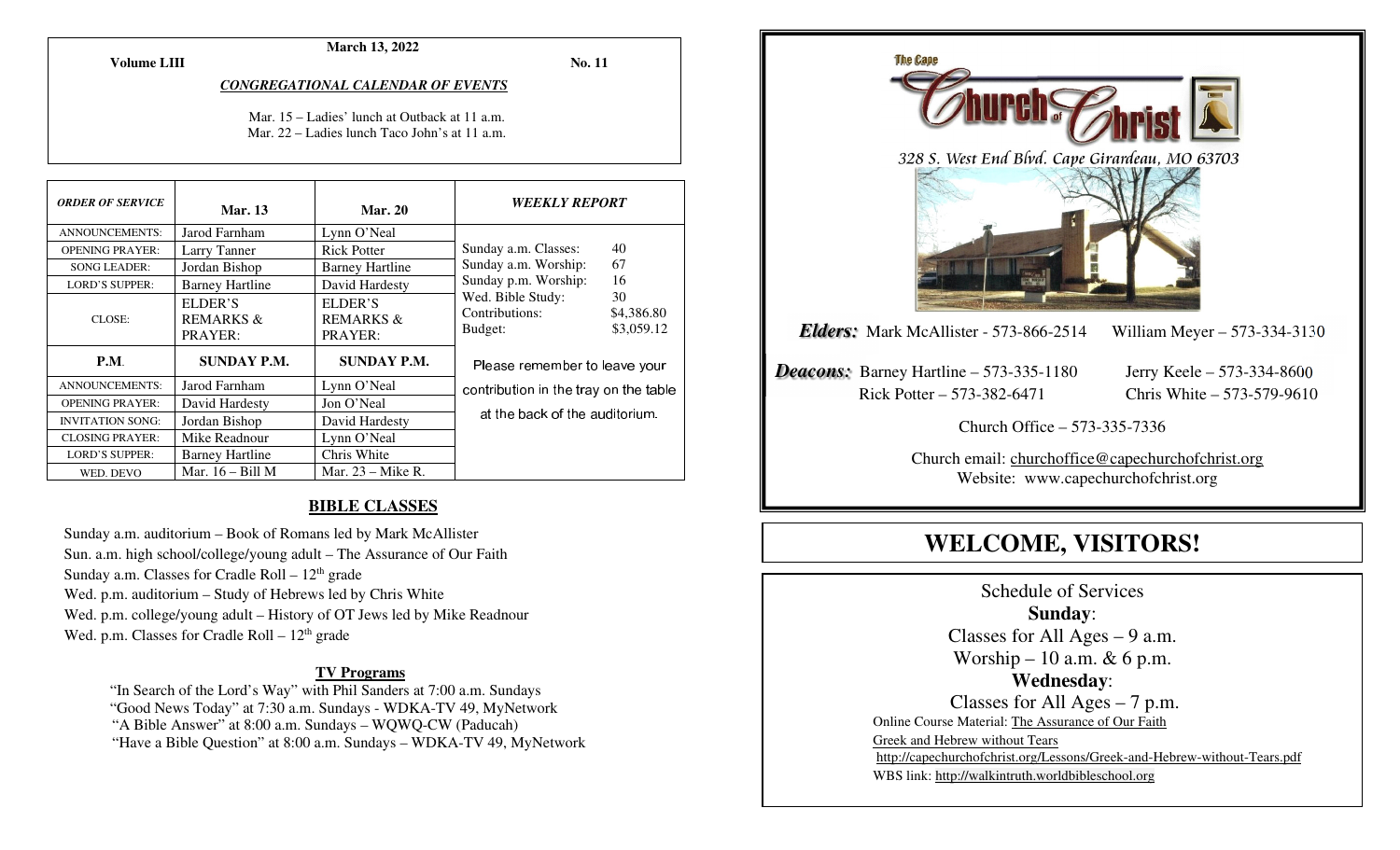**March 13, 2022**

**Volume LIII** **No. 11**

***CONGREGATIONAL CALENDAR OF EVENTS***

Mar. 15 – Ladies' lunch at Outback at 11 a.m.
Mar. 22 – Ladies lunch Taco John's at 11 a.m.

| *ORDER OF SERVICE* | **Mar. 13** | **Mar. 20** |
|---|---|---|
| ANNOUNCEMENTS: | Jarod Farnham | Lynn O'Neal |
| OPENING PRAYER: | Larry Tanner | Rick Potter |
| SONG LEADER: | Jordan Bishop | Barney Hartline |
| LORD'S SUPPER: | Barney Hartline | David Hardesty |
| CLOSE: | ELDER'S REMARKS & PRAYER: | ELDER'S REMARKS & PRAYER: |
| **P.M.** | **SUNDAY P.M.** | **SUNDAY P.M.** |
| ANNOUNCEMENTS: | Jarod Farnham | Lynn O'Neal |
| OPENING PRAYER: | David Hardesty | Jon O'Neal |
| INVITATION SONG: | Jordan Bishop | David Hardesty |
| CLOSING PRAYER: | Mike Readnour | Lynn O'Neal |
| LORD'S SUPPER: | Barney Hartline | Chris White |
| WED. DEVO | Mar. 16 – Bill M | Mar. 23 – Mike R. |

***WEEKLY REPORT***

| | |
|---|---|
| Sunday a.m. Classes: | 40 |
| Sunday a.m. Worship: | 67 |
| Sunday p.m. Worship: | 16 |
| Wed. Bible Study: | 30 |
| Contributions: | $4,386.80 |
| Budget: | $3,059.12 |

Please remember to leave your contribution in the tray on the table at the back of the auditorium.

## BIBLE CLASSES

Sunday a.m. auditorium – Book of Romans led by Mark McAllister
Sun. a.m. high school/college/young adult – The Assurance of Our Faith
Sunday a.m. Classes for Cradle Roll – 12th grade
Wed. p.m. auditorium – Study of Hebrews led by Chris White
Wed. p.m. college/young adult – History of OT Jews led by Mike Readnour
Wed. p.m. Classes for Cradle Roll – 12th grade

**TV Programs**

"In Search of the Lord's Way" with Phil Sanders at 7:00 a.m. Sundays
"Good News Today" at 7:30 a.m. Sundays - WDKA-TV 49, MyNetwork
"A Bible Answer" at 8:00 a.m. Sundays – WQWQ-CW (Paducah)
"Have a Bible Question" at 8:00 a.m. Sundays – WDKA-TV 49, MyNetwork

The Cape Church of Christ

*328 S. West End Blvd. Cape Girardeau, MO 63703*

***Elders:*** Mark McAllister - 573-866-2514 William Meyer – 573-334-3130

***Deacons:*** Barney Hartline – 573-335-1180 Jerry Keele – 573-334-8600
Rick Potter – 573-382-6471 Chris White – 573-579-9610

Church Office – 573-335-7336

Church email: churchoffice@capechurchofchrist.org
Website: www.capechurchofchrist.org

# WELCOME, VISITORS!

Schedule of Services

**Sunday**:
Classes for All Ages – 9 a.m.
Worship – 10 a.m. & 6 p.m.

**Wednesday**:
Classes for All Ages – 7 p.m.

Online Course Material: The Assurance of Our Faith
Greek and Hebrew without Tears
http://capechurchofchrist.org/Lessons/Greek-and-Hebrew-without-Tears.pdf
WBS link: http://walkintruth.worldbibleschool.org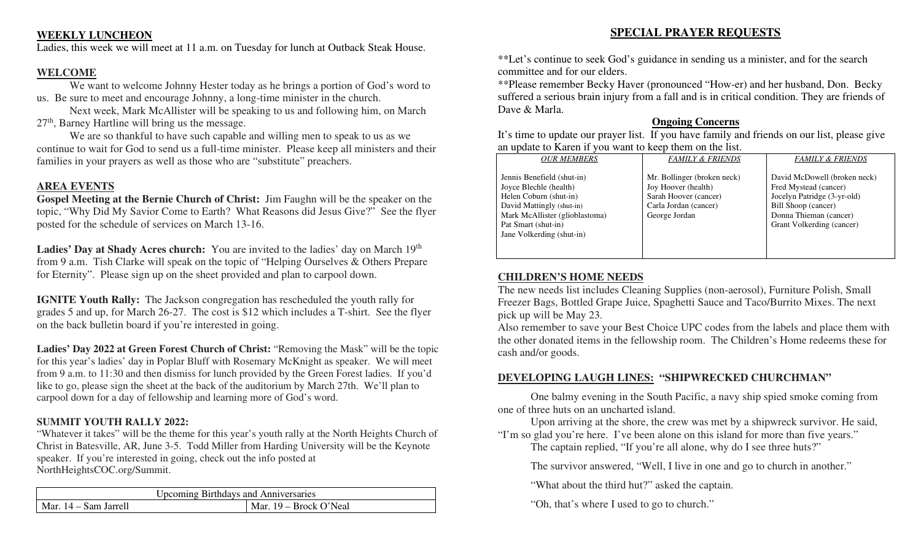## WEEKLY LUNCHEON

Ladies, this week we will meet at 11 a.m. on Tuesday for lunch at Outback Steak House.

## WELCOME

We want to welcome Johnny Hester today as he brings a portion of God's word to us. Be sure to meet and encourage Johnny, a long-time minister in the church.

Next week, Mark McAllister will be speaking to us and following him, on March 27th, Barney Hartline will bring us the message.

We are so thankful to have such capable and willing men to speak to us as we continue to wait for God to send us a full-time minister. Please keep all ministers and their families in your prayers as well as those who are "substitute" preachers.

## AREA EVENTS

**Gospel Meeting at the Bernie Church of Christ:** Jim Faughn will be the speaker on the topic, "Why Did My Savior Come to Earth? What Reasons did Jesus Give?" See the flyer posted for the schedule of services on March 13-16.

**Ladies' Day at Shady Acres church:** You are invited to the ladies' day on March 19th from 9 a.m. Tish Clarke will speak on the topic of "Helping Ourselves & Others Prepare for Eternity". Please sign up on the sheet provided and plan to carpool down.

**IGNITE Youth Rally:** The Jackson congregation has rescheduled the youth rally for grades 5 and up, for March 26-27. The cost is $12 which includes a T-shirt. See the flyer on the back bulletin board if you're interested in going.

**Ladies' Day 2022 at Green Forest Church of Christ:** "Removing the Mask" will be the topic for this year's ladies' day in Poplar Bluff with Rosemary McKnight as speaker. We will meet from 9 a.m. to 11:30 and then dismiss for lunch provided by the Green Forest ladies. If you'd like to go, please sign the sheet at the back of the auditorium by March 27th. We'll plan to carpool down for a day of fellowship and learning more of God's word.

**SUMMIT YOUTH RALLY 2022:**

"Whatever it takes" will be the theme for this year's youth rally at the North Heights Church of Christ in Batesville, AR, June 3-5. Todd Miller from Harding University will be the Keynote speaker. If you're interested in going, check out the info posted at NorthHeightsCOC.org/Summit.

| Upcoming Birthdays and Anniversaries | |
|---|---|
| Mar. 14 – Sam Jarrell | Mar. 19 – Brock O'Neal |

## SPECIAL PRAYER REQUESTS

**Let's continue to seek God's guidance in sending us a minister, and for the search committee and for our elders.

**Please remember Becky Haver (pronounced "How-er) and her husband, Don. Becky suffered a serious brain injury from a fall and is in critical condition. They are friends of Dave & Marla.

### Ongoing Concerns

It's time to update our prayer list. If you have family and friends on our list, please give an update to Karen if you want to keep them on the list.

| *OUR MEMBERS* | *FAMILY & FRIENDS* | *FAMILY & FRIENDS* |
|---|---|---|
| Jennis Benefield (shut-in)<br>Joyce Blechle (health)<br>Helen Coburn (shut-in)<br>David Mattingly (shut-in)<br>Mark McAllister (glioblastoma)<br>Pat Smart (shut-in)<br>Jane Volkerding (shut-in) | Mr. Bollinger (broken neck)<br>Joy Hoover (health)<br>Sarah Hoover (cancer)<br>Carla Jordan (cancer)<br>George Jordan | David McDowell (broken neck)<br>Fred Mystead (cancer)<br>Jocelyn Patridge (3-yr-old)<br>Bill Shoop (cancer)<br>Donna Thieman (cancer)<br>Grant Volkerding (cancer) |

## CHILDREN'S HOME NEEDS

The new needs list includes Cleaning Supplies (non-aerosol), Furniture Polish, Small Freezer Bags, Bottled Grape Juice, Spaghetti Sauce and Taco/Burrito Mixes. The next pick up will be May 23.

Also remember to save your Best Choice UPC codes from the labels and place them with the other donated items in the fellowship room. The Children's Home redeems these for cash and/or goods.

## DEVELOPING LAUGH LINES: "SHIPWRECKED CHURCHMAN"

One balmy evening in the South Pacific, a navy ship spied smoke coming from one of three huts on an uncharted island.

Upon arriving at the shore, the crew was met by a shipwreck survivor. He said, "I'm so glad you're here. I've been alone on this island for more than five years."

The captain replied, "If you're all alone, why do I see three huts?"

The survivor answered, "Well, I live in one and go to church in another."

"What about the third hut?" asked the captain.

"Oh, that's where I used to go to church."